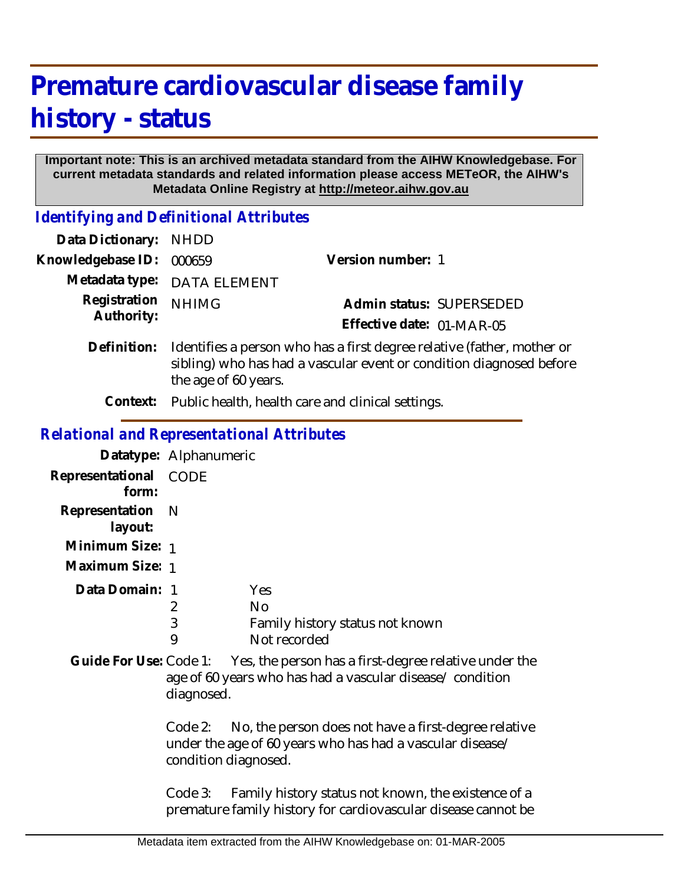# Premature cardiovascular disease family history - status

**Important note: This is an archived metadata standard from the AIHW Knowledgebase. For current metadata standards and related information please access METeOR, the AIHW's Metadata Online Registry at http://meteor.aihw.gov.au**

## *Identifying and Definitional Attributes*

**Data Dictionary:** NHDD

**Knowledgebase ID:** 000659

**Version number:** 1

**Metadata type:** DATA ELEMENT

**Registration Authority:** NHIMG

**Admin status:** SUPERSEDED

**Effective date:** 01-MAR-05

**Definition:** Identifies a person who has a first degree relative (father, mother or sibling) who has had a vascular event or condition diagnosed before the age of 60 years.

**Context:** Public health, health care and clinical settings.

## *Relational and Representational Attributes*

**Datatype:** Alphanumeric

**Representational form:** CODE

**Representation layout:** N

**Minimum Size:** 1

**Maximum Size:** 1

**Data Domain:**

| Code | Description |
|---|---|
| 1 | Yes |
| 2 | No |
| 3 | Family history status not known |
| 9 | Not recorded |

**Guide For Use:** Code 1: Yes, the person has a first-degree relative under the age of 60 years who has had a vascular disease/ condition diagnosed.

Code 2: No, the person does not have a first-degree relative under the age of 60 years who has had a vascular disease/ condition diagnosed.

Code 3: Family history status not known, the existence of a premature family history for cardiovascular disease cannot be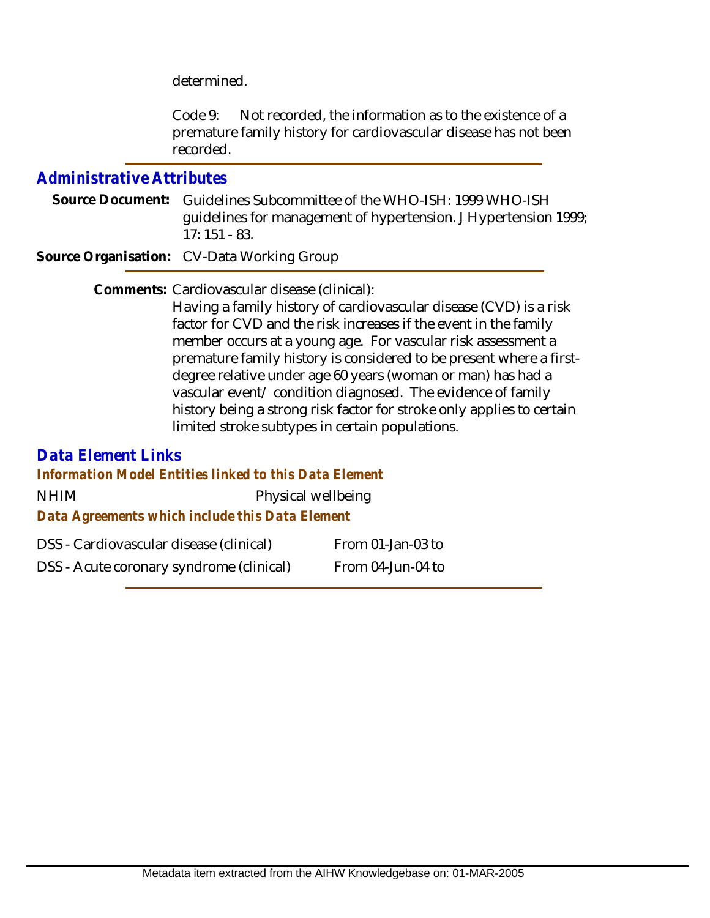determined.

Code 9: Not recorded, the information as to the existence of a premature family history for cardiovascular disease has not been recorded.

## Administrative Attributes

**Source Document:** Guidelines Subcommittee of the WHO-ISH: 1999 WHO-ISH guidelines for management of hypertension. J Hypertension 1999; 17: 151 - 83.

**Source Organisation:** CV-Data Working Group

**Comments:** Cardiovascular disease (clinical):
Having a family history of cardiovascular disease (CVD) is a risk factor for CVD and the risk increases if the event in the family member occurs at a young age. For vascular risk assessment a premature family history is considered to be present where a first-degree relative under age 60 years (woman or man) has had a vascular event/ condition diagnosed. The evidence of family history being a strong risk factor for stroke only applies to certain limited stroke subtypes in certain populations.

## Data Element Links

### Information Model Entities linked to this Data Element

| | |
|---|---|
| NHIM | Physical wellbeing |

### Data Agreements which include this Data Element

| | |
|---|---|
| DSS - Cardiovascular disease (clinical) | From 01-Jan-03 to |
| DSS - Acute coronary syndrome (clinical) | From 04-Jun-04 to |